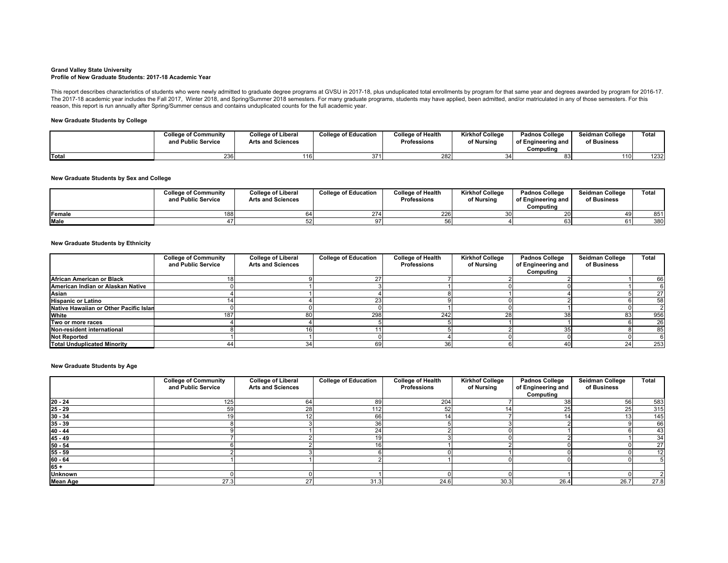**Grand Valley State University**
**Profile of New Graduate Students: 2017-18 Academic Year**

This report describes characteristics of students who were newly admitted to graduate degree programs at GVSU in 2017-18, plus unduplicated total enrollments by program for that same year and degrees awarded by program for 2016-17. The 2017-18 academic year includes the Fall 2017, Winter 2018, and Spring/Summer 2018 semesters. For many graduate programs, students may have applied, been admitted, and/or matriculated in any of those semesters. For this reason, this report is run annually after Spring/Summer census and contains unduplicated counts for the full academic year.

**New Graduate Students by College**

| | College of Community and Public Service | College of Liberal Arts and Sciences | College of Education | College of Health Professions | Kirkhof College of Nursing | Padnos College of Engineering and Computing | Seidman College of Business | Total |
|---|---|---|---|---|---|---|---|---|
| Total | 236 | 116 | 371 | 282 | 34 | 83 | 110 | 1232 |

**New Graduate Students by Sex and College**

| | College of Community and Public Service | College of Liberal Arts and Sciences | College of Education | College of Health Professions | Kirkhof College of Nursing | Padnos College of Engineering and Computing | Seidman College of Business | Total |
|---|---|---|---|---|---|---|---|---|
| Female | 188 | 64 | 274 | 226 | 30 | 20 | 49 | 851 |
| Male | 47 | 52 | 97 | 56 | 4 | 63 | 61 | 380 |

**New Graduate Students by Ethnicity**

| | College of Community and Public Service | College of Liberal Arts and Sciences | College of Education | College of Health Professions | Kirkhof College of Nursing | Padnos College of Engineering and Computing | Seidman College of Business | Total |
|---|---|---|---|---|---|---|---|---|
| African American or Black | 18 | 9 | 27 | 7 | 2 | 2 | 1 | 66 |
| American Indian or Alaskan Native | 0 | 1 | 3 | 1 | 0 | 0 | 1 | 6 |
| Asian | 4 | 1 | 4 | 8 | 1 | 4 | 5 | 27 |
| Hispanic or Latino | 14 | 4 | 23 | 9 | 0 | 2 | 6 | 58 |
| Native Hawaiian or Other Pacific Islan | 0 | 0 | 0 | 1 | 0 | 1 | 0 | 2 |
| White | 187 | 80 | 298 | 242 | 28 | 38 | 83 | 956 |
| Two or more races | 4 | 4 | 5 | 5 | 1 | 1 | 6 | 26 |
| Non-resident international | 8 | 16 | 11 | 5 | 2 | 35 | 8 | 85 |
| Not Reported | 1 | 1 | 0 | 4 | 0 | 0 | 0 | 6 |
| Total Unduplicated Minority | 44 | 34 | 69 | 36 | 6 | 40 | 24 | 253 |

**New Graduate Students by Age**

| | College of Community and Public Service | College of Liberal Arts and Sciences | College of Education | College of Health Professions | Kirkhof College of Nursing | Padnos College of Engineering and Computing | Seidman College of Business | Total |
|---|---|---|---|---|---|---|---|---|
| 20 - 24 | 125 | 64 | 89 | 204 | 7 | 38 | 56 | 583 |
| 25 - 29 | 59 | 28 | 112 | 52 | 14 | 25 | 25 | 315 |
| 30 - 34 | 19 | 12 | 66 | 14 | 7 | 14 | 13 | 145 |
| 35 - 39 | 8 | 3 | 36 | 5 | 3 | 2 | 9 | 66 |
| 40 - 44 | 9 | 1 | 24 | 2 | 0 | 1 | 6 | 43 |
| 45 - 49 | 7 | 2 | 19 | 3 | 0 | 2 | 1 | 34 |
| 50 - 54 | 6 | 2 | 16 | 1 | 2 | 0 | 0 | 27 |
| 55 - 59 | 2 | 3 | 6 | 0 | 1 | 0 | 0 | 12 |
| 60 - 64 | 1 | 1 | 2 | 1 | 0 | 0 | 0 | 5 |
| 65 + | | | | | | | | |
| Unknown | 0 | 0 | 1 | 0 | 0 | 1 | 0 | 2 |
| Mean Age | 27.3 | 27 | 31.3 | 24.6 | 30.3 | 26.4 | 26.7 | 27.8 |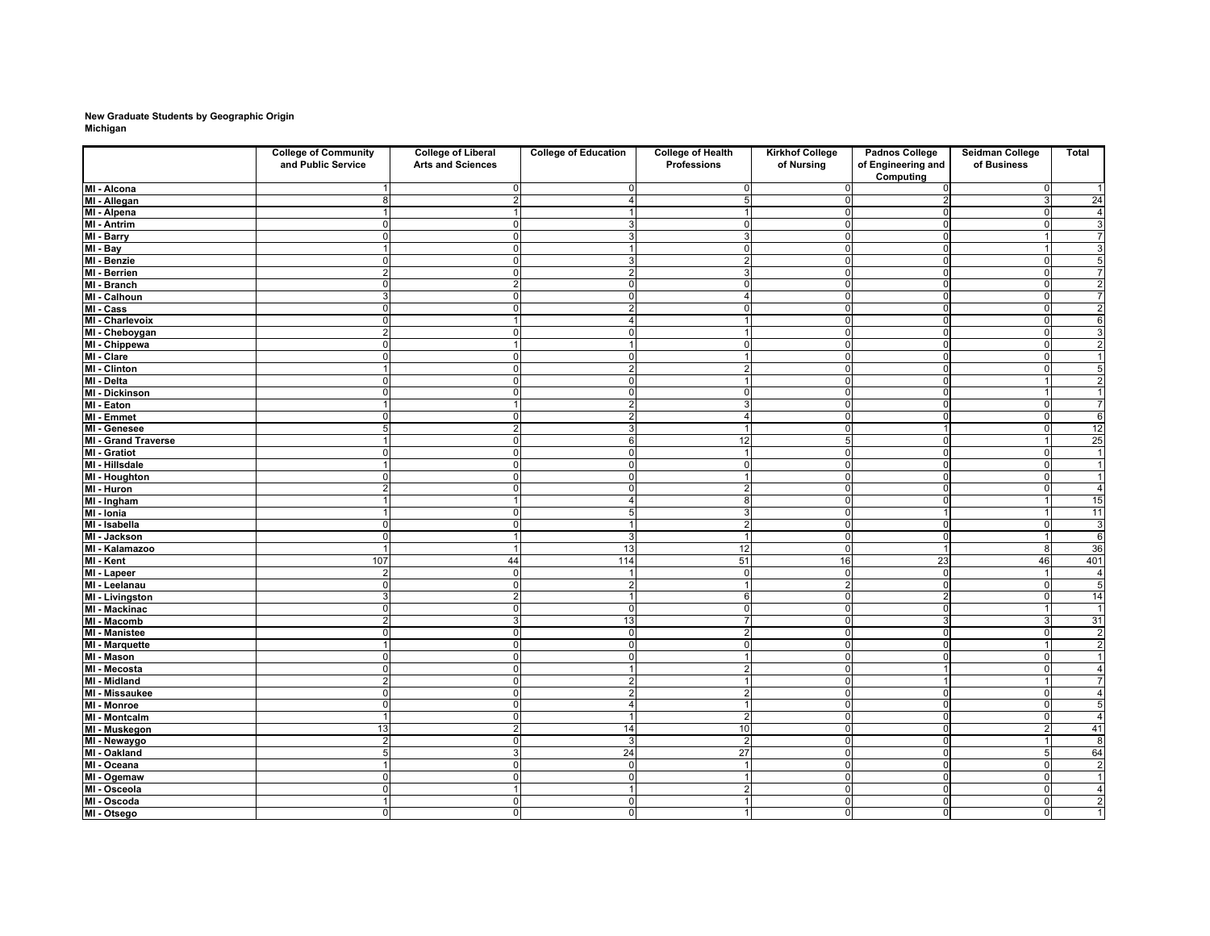**New Graduate Students by Geographic Origin**
**Michigan**

| | College of Community and Public Service | College of Liberal Arts and Sciences | College of Education | College of Health Professions | Kirkhof College of Nursing | Padnos College of Engineering and Computing | Seidman College of Business | Total |
|---|---|---|---|---|---|---|---|---|
| MI - Alcona | 1 | 0 | 0 | 0 | 0 | 0 | 0 | 1 |
| MI - Allegan | 8 | 2 | 4 | 5 | 0 | 2 | 3 | 24 |
| MI - Alpena | 1 | 1 | 1 | 1 | 0 | 0 | 0 | 4 |
| MI - Antrim | 0 | 0 | 3 | 0 | 0 | 0 | 0 | 3 |
| MI - Barry | 0 | 0 | 3 | 3 | 0 | 0 | 1 | 7 |
| MI - Bay | 1 | 0 | 1 | 0 | 0 | 0 | 1 | 3 |
| MI - Benzie | 0 | 0 | 3 | 2 | 0 | 0 | 0 | 5 |
| MI - Berrien | 2 | 0 | 2 | 3 | 0 | 0 | 0 | 7 |
| MI - Branch | 0 | 2 | 0 | 0 | 0 | 0 | 0 | 2 |
| MI - Calhoun | 3 | 0 | 0 | 4 | 0 | 0 | 0 | 7 |
| MI - Cass | 0 | 0 | 2 | 0 | 0 | 0 | 0 | 2 |
| MI - Charlevoix | 0 | 1 | 4 | 1 | 0 | 0 | 0 | 6 |
| MI - Cheboygan | 2 | 0 | 0 | 1 | 0 | 0 | 0 | 3 |
| MI - Chippewa | 0 | 1 | 1 | 0 | 0 | 0 | 0 | 2 |
| MI - Clare | 0 | 0 | 0 | 1 | 0 | 0 | 0 | 1 |
| MI - Clinton | 1 | 0 | 2 | 2 | 0 | 0 | 0 | 5 |
| MI - Delta | 0 | 0 | 0 | 1 | 0 | 0 | 1 | 2 |
| MI - Dickinson | 0 | 0 | 0 | 0 | 0 | 0 | 1 | 1 |
| MI - Eaton | 1 | 1 | 2 | 3 | 0 | 0 | 0 | 7 |
| MI - Emmet | 0 | 0 | 2 | 4 | 0 | 0 | 0 | 6 |
| MI - Genesee | 5 | 2 | 3 | 1 | 0 | 1 | 0 | 12 |
| MI - Grand Traverse | 1 | 0 | 6 | 12 | 5 | 0 | 1 | 25 |
| MI - Gratiot | 0 | 0 | 0 | 1 | 0 | 0 | 0 | 1 |
| MI - Hillsdale | 1 | 0 | 0 | 0 | 0 | 0 | 0 | 1 |
| MI - Houghton | 0 | 0 | 0 | 1 | 0 | 0 | 0 | 1 |
| MI - Huron | 2 | 0 | 0 | 2 | 0 | 0 | 0 | 4 |
| MI - Ingham | 1 | 1 | 4 | 8 | 0 | 0 | 1 | 15 |
| MI - Ionia | 1 | 0 | 5 | 3 | 0 | 1 | 1 | 11 |
| MI - Isabella | 0 | 0 | 1 | 2 | 0 | 0 | 0 | 3 |
| MI - Jackson | 0 | 1 | 3 | 1 | 0 | 0 | 1 | 6 |
| MI - Kalamazoo | 1 | 1 | 13 | 12 | 0 | 1 | 8 | 36 |
| MI - Kent | 107 | 44 | 114 | 51 | 16 | 23 | 46 | 401 |
| MI - Lapeer | 2 | 0 | 1 | 0 | 0 | 0 | 1 | 4 |
| MI - Leelanau | 0 | 0 | 2 | 1 | 2 | 0 | 0 | 5 |
| MI - Livingston | 3 | 2 | 1 | 6 | 0 | 2 | 0 | 14 |
| MI - Mackinac | 0 | 0 | 0 | 0 | 0 | 0 | 1 | 1 |
| MI - Macomb | 2 | 3 | 13 | 7 | 0 | 3 | 3 | 31 |
| MI - Manistee | 0 | 0 | 0 | 2 | 0 | 0 | 0 | 2 |
| MI - Marquette | 1 | 0 | 0 | 0 | 0 | 0 | 1 | 2 |
| MI - Mason | 0 | 0 | 0 | 1 | 0 | 0 | 0 | 1 |
| MI - Mecosta | 0 | 0 | 1 | 2 | 0 | 1 | 0 | 4 |
| MI - Midland | 2 | 0 | 2 | 1 | 0 | 1 | 1 | 7 |
| MI - Missaukee | 0 | 0 | 2 | 2 | 0 | 0 | 0 | 4 |
| MI - Monroe | 0 | 0 | 4 | 1 | 0 | 0 | 0 | 5 |
| MI - Montcalm | 1 | 0 | 1 | 2 | 0 | 0 | 0 | 4 |
| MI - Muskegon | 13 | 2 | 14 | 10 | 0 | 0 | 2 | 41 |
| MI - Newaygo | 2 | 0 | 3 | 2 | 0 | 0 | 1 | 8 |
| MI - Oakland | 5 | 3 | 24 | 27 | 0 | 0 | 5 | 64 |
| MI - Oceana | 1 | 0 | 0 | 1 | 0 | 0 | 0 | 2 |
| MI - Ogemaw | 0 | 0 | 0 | 1 | 0 | 0 | 0 | 1 |
| MI - Osceola | 0 | 1 | 1 | 2 | 0 | 0 | 0 | 4 |
| MI - Oscoda | 1 | 0 | 0 | 1 | 0 | 0 | 0 | 2 |
| MI - Otsego | 0 | 0 | 0 | 1 | 0 | 0 | 0 | 1 |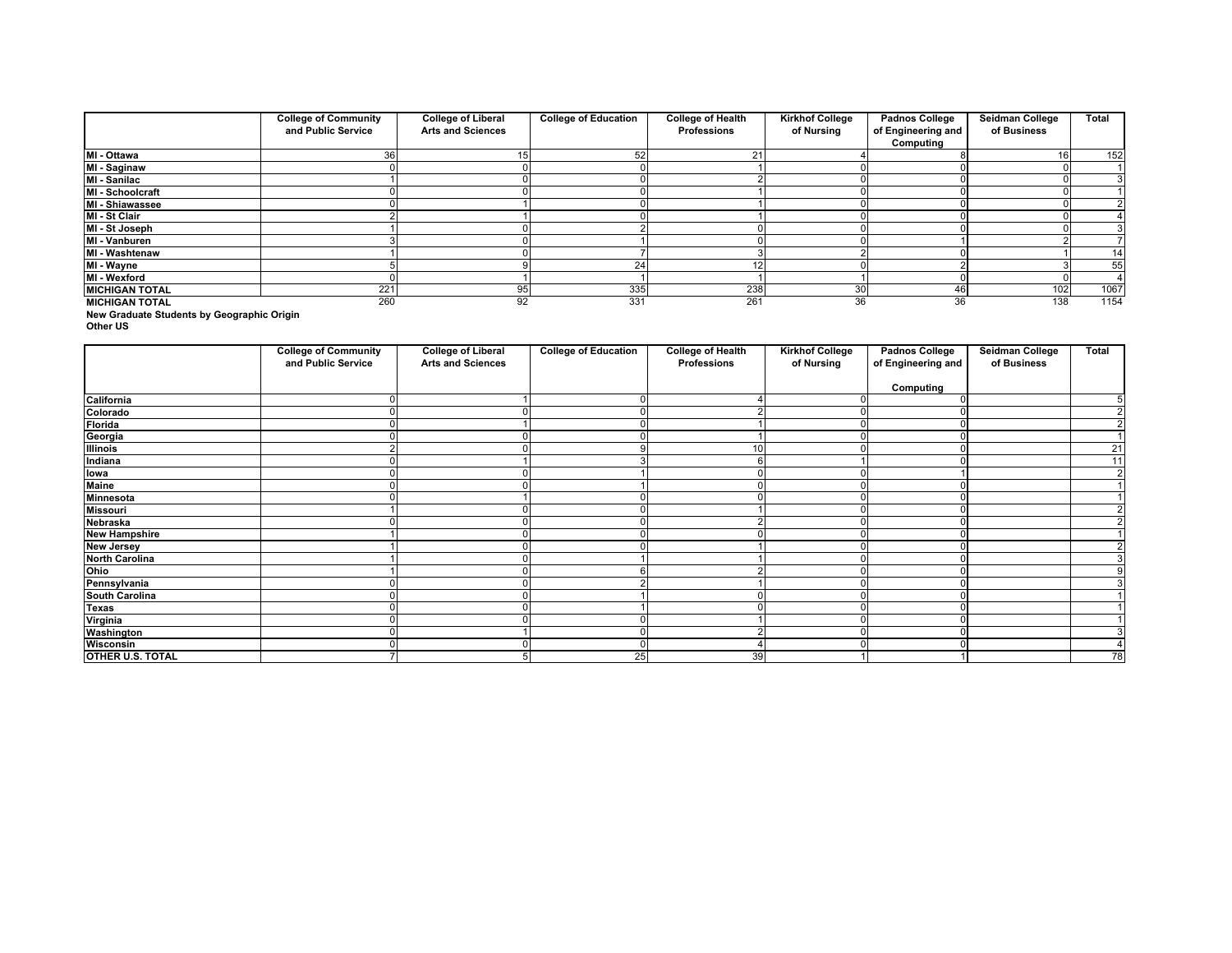| | College of Community and Public Service | College of Liberal Arts and Sciences | College of Education | College of Health Professions | Kirkhof College of Nursing | Padnos College of Engineering and Computing | Seidman College of Business | Total |
|---|---|---|---|---|---|---|---|---|
| **MI - Ottawa** | 36 | 15 | 52 | 21 | 4 | 8 | 16 | 152 |
| **MI - Saginaw** | 0 | 0 | 0 | 1 | 0 | 0 | 0 | 1 |
| **MI - Sanilac** | 1 | 0 | 0 | 2 | 0 | 0 | 0 | 3 |
| **MI - Schoolcraft** | 0 | 0 | 0 | 1 | 0 | 0 | 0 | 1 |
| **MI - Shiawassee** | 0 | 1 | 0 | 1 | 0 | 0 | 0 | 2 |
| **MI - St Clair** | 2 | 1 | 0 | 1 | 0 | 0 | 0 | 4 |
| **MI - St Joseph** | 1 | 0 | 2 | 0 | 0 | 0 | 0 | 3 |
| **MI - Vanburen** | 3 | 0 | 1 | 0 | 0 | 1 | 2 | 7 |
| **MI - Washtenaw** | 1 | 0 | 7 | 3 | 2 | 0 | 1 | 14 |
| **MI - Wayne** | 5 | 9 | 24 | 12 | 0 | 2 | 3 | 55 |
| **MI - Wexford** | 0 | 1 | 1 | 1 | 1 | 0 | 0 | 4 |
| **MICHIGAN TOTAL** | 221 | 95 | 335 | 238 | 30 | 46 | 102 | 1067 |
| **MICHIGAN TOTAL** | 260 | 92 | 331 | 261 | 36 | 36 | 138 | 1154 |

**New Graduate Students by Geographic Origin**
**Other US**

| | College of Community and Public Service | College of Liberal Arts and Sciences | College of Education | College of Health Professions | Kirkhof College of Nursing | Padnos College of Engineering and Computing | Seidman College of Business | Total |
|---|---|---|---|---|---|---|---|---|
| **California** | 0 | 1 | 0 | 4 | 0 | 0 | | 5 |
| **Colorado** | 0 | 0 | 0 | 2 | 0 | 0 | | 2 |
| **Florida** | 0 | 1 | 0 | 1 | 0 | 0 | | 2 |
| **Georgia** | 0 | 0 | 0 | 1 | 0 | 0 | | 1 |
| **Illinois** | 2 | 0 | 9 | 10 | 0 | 0 | | 21 |
| **Indiana** | 0 | 1 | 3 | 6 | 1 | 0 | | 11 |
| **Iowa** | 0 | 0 | 1 | 0 | 0 | 1 | | 2 |
| **Maine** | 0 | 0 | 1 | 0 | 0 | 0 | | 1 |
| **Minnesota** | 0 | 1 | 0 | 0 | 0 | 0 | | 1 |
| **Missouri** | 1 | 0 | 0 | 1 | 0 | 0 | | 2 |
| **Nebraska** | 0 | 0 | 0 | 2 | 0 | 0 | | 2 |
| **New Hampshire** | 1 | 0 | 0 | 0 | 0 | 0 | | 1 |
| **New Jersey** | 1 | 0 | 0 | 1 | 0 | 0 | | 2 |
| **North Carolina** | 1 | 0 | 1 | 1 | 0 | 0 | | 3 |
| **Ohio** | 1 | 0 | 6 | 2 | 0 | 0 | | 9 |
| **Pennsylvania** | 0 | 0 | 2 | 1 | 0 | 0 | | 3 |
| **South Carolina** | 0 | 0 | 1 | 0 | 0 | 0 | | 1 |
| **Texas** | 0 | 0 | 1 | 0 | 0 | 0 | | 1 |
| **Virginia** | 0 | 0 | 0 | 1 | 0 | 0 | | 1 |
| **Washington** | 0 | 1 | 0 | 2 | 0 | 0 | | 3 |
| **Wisconsin** | 0 | 0 | 0 | 4 | 0 | 0 | | 4 |
| **OTHER U.S. TOTAL** | 7 | 5 | 25 | 39 | 1 | 1 | | 78 |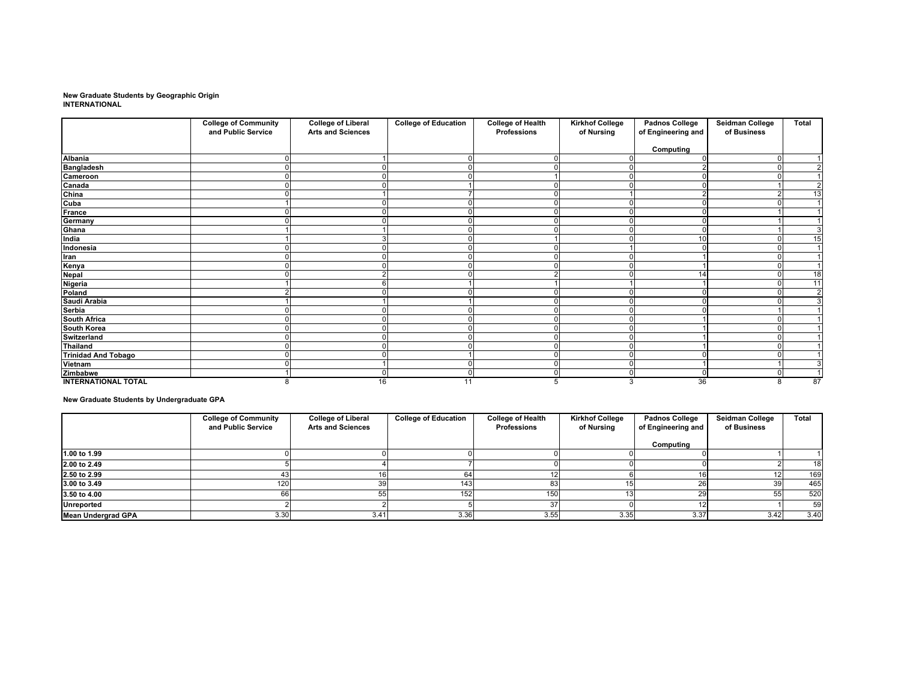**New Graduate Students by Geographic Origin**
**INTERNATIONAL**

| | College of Community and Public Service | College of Liberal Arts and Sciences | College of Education | College of Health Professions | Kirkhof College of Nursing | Padnos College of Engineering and Computing | Seidman College of Business | Total |
|---|---|---|---|---|---|---|---|---|
| **Albania** | 0 | 1 | 0 | 0 | 0 | 0 | 0 | 1 |
| **Bangladesh** | 0 | 0 | 0 | 0 | 0 | 2 | 0 | 2 |
| **Cameroon** | 0 | 0 | 0 | 1 | 0 | 0 | 0 | 1 |
| **Canada** | 0 | 0 | 1 | 0 | 0 | 0 | 1 | 2 |
| **China** | 0 | 1 | 7 | 0 | 1 | 2 | 2 | 13 |
| **Cuba** | 1 | 0 | 0 | 0 | 0 | 0 | 0 | 1 |
| **France** | 0 | 0 | 0 | 0 | 0 | 0 | 1 | 1 |
| **Germany** | 0 | 0 | 0 | 0 | 0 | 0 | 1 | 1 |
| **Ghana** | 1 | 1 | 0 | 0 | 0 | 0 | 1 | 3 |
| **India** | 1 | 3 | 0 | 1 | 0 | 10 | 0 | 15 |
| **Indonesia** | 0 | 0 | 0 | 0 | 1 | 0 | 0 | 1 |
| **Iran** | 0 | 0 | 0 | 0 | 0 | 1 | 0 | 1 |
| **Kenya** | 0 | 0 | 0 | 0 | 0 | 1 | 0 | 1 |
| **Nepal** | 0 | 2 | 0 | 2 | 0 | 14 | 0 | 18 |
| **Nigeria** | 1 | 6 | 1 | 1 | 1 | 1 | 0 | 11 |
| **Poland** | 2 | 0 | 0 | 0 | 0 | 0 | 0 | 2 |
| **Saudi Arabia** | 1 | 1 | 1 | 0 | 0 | 0 | 0 | 3 |
| **Serbia** | 0 | 0 | 0 | 0 | 0 | 0 | 1 | 1 |
| **South Africa** | 0 | 0 | 0 | 0 | 0 | 1 | 0 | 1 |
| **South Korea** | 0 | 0 | 0 | 0 | 0 | 1 | 0 | 1 |
| **Switzerland** | 0 | 0 | 0 | 0 | 0 | 1 | 0 | 1 |
| **Thailand** | 0 | 0 | 0 | 0 | 0 | 1 | 0 | 1 |
| **Trinidad And Tobago** | 0 | 0 | 1 | 0 | 0 | 0 | 0 | 1 |
| **Vietnam** | 0 | 1 | 0 | 0 | 0 | 1 | 1 | 3 |
| **Zimbabwe** | 1 | 0 | 0 | 0 | 0 | 0 | 0 | 1 |
| **INTERNATIONAL TOTAL** | 8 | 16 | 11 | 5 | 3 | 36 | 8 | 87 |

**New Graduate Students by Undergraduate GPA**

| | College of Community and Public Service | College of Liberal Arts and Sciences | College of Education | College of Health Professions | Kirkhof College of Nursing | Padnos College of Engineering and Computing | Seidman College of Business | Total |
|---|---|---|---|---|---|---|---|---|
| **1.00 to 1.99** | 0 | 0 | 0 | 0 | 0 | 0 | 1 | 1 |
| **2.00 to 2.49** | 5 | 4 | 7 | 0 | 0 | 0 | 2 | 18 |
| **2.50 to 2.99** | 43 | 16 | 64 | 12 | 6 | 16 | 12 | 169 |
| **3.00 to 3.49** | 120 | 39 | 143 | 83 | 15 | 26 | 39 | 465 |
| **3.50 to 4.00** | 66 | 55 | 152 | 150 | 13 | 29 | 55 | 520 |
| **Unreported** | 2 | 2 | 5 | 37 | 0 | 12 | 1 | 59 |
| **Mean Undergrad GPA** | 3.30 | 3.41 | 3.36 | 3.55 | 3.35 | 3.37 | 3.42 | 3.40 |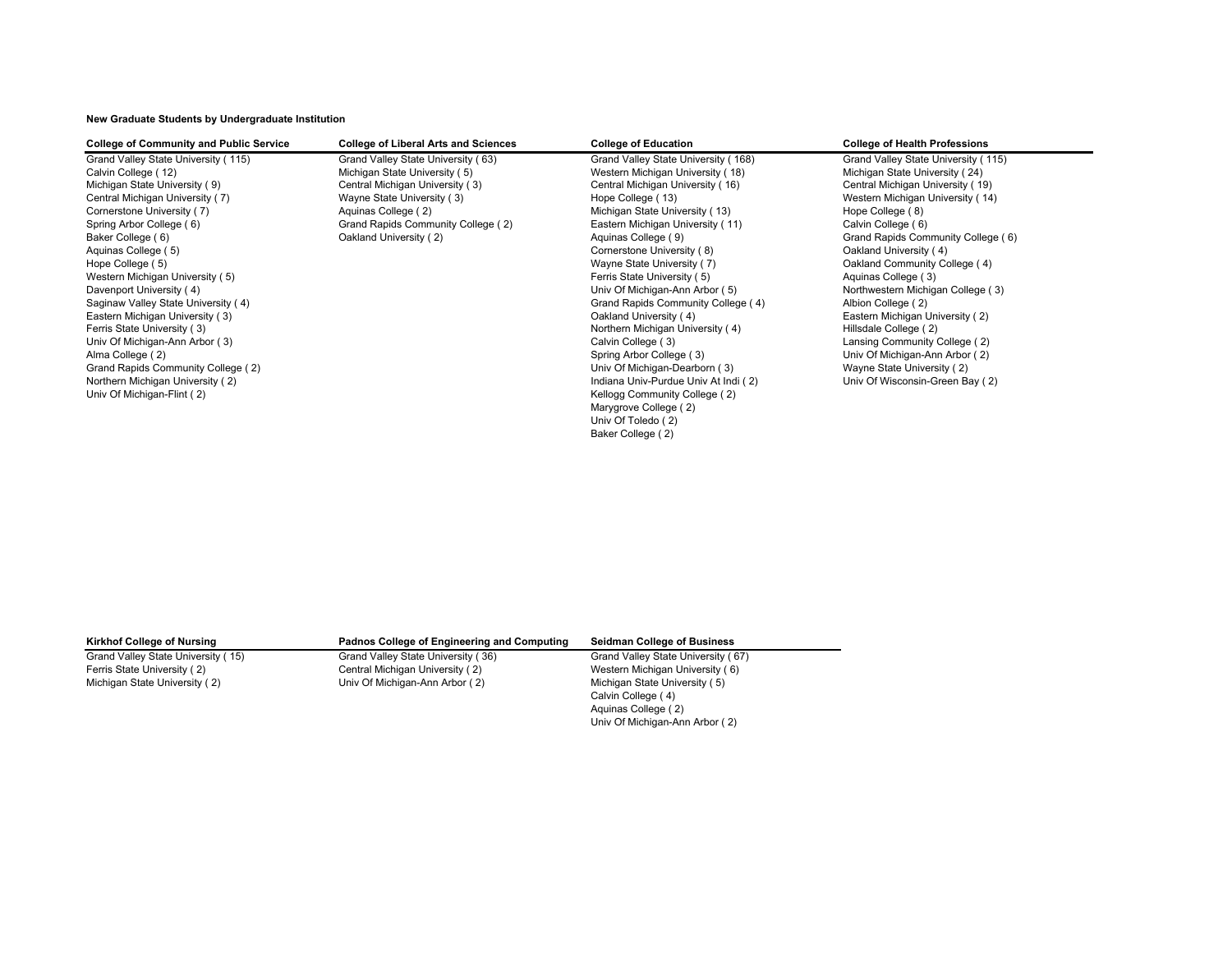**New Graduate Students by Undergraduate Institution**

| College of Community and Public Service | College of Liberal Arts and Sciences | College of Education | College of Health Professions |
|---|---|---|---|
| Grand Valley State University ( 115) | Grand Valley State University ( 63) | Grand Valley State University ( 168) | Grand Valley State University ( 115) |
| Calvin College ( 12) | Michigan State University ( 5) | Western Michigan University ( 18) | Michigan State University ( 24) |
| Michigan State University ( 9) | Central Michigan University ( 3) | Central Michigan University ( 16) | Central Michigan University ( 19) |
| Central Michigan University ( 7) | Wayne State University ( 3) | Hope College ( 13) | Western Michigan University ( 14) |
| Cornerstone University ( 7) | Aquinas College ( 2) | Michigan State University ( 13) | Hope College ( 8) |
| Spring Arbor College ( 6) | Grand Rapids Community College ( 2) | Eastern Michigan University ( 11) | Calvin College ( 6) |
| Baker College ( 6) | Oakland University ( 2) | Aquinas College ( 9) | Grand Rapids Community College ( 6) |
| Aquinas College ( 5) | | Cornerstone University ( 8) | Oakland University ( 4) |
| Hope College ( 5) | | Wayne State University ( 7) | Oakland Community College ( 4) |
| Western Michigan University ( 5) | | Ferris State University ( 5) | Aquinas College ( 3) |
| Davenport University ( 4) | | Univ Of Michigan-Ann Arbor ( 5) | Northwestern Michigan College ( 3) |
| Saginaw Valley State University ( 4) | | Grand Rapids Community College ( 4) | Albion College ( 2) |
| Eastern Michigan University ( 3) | | Oakland University ( 4) | Eastern Michigan University ( 2) |
| Ferris State University ( 3) | | Northern Michigan University ( 4) | Hillsdale College ( 2) |
| Univ Of Michigan-Ann Arbor ( 3) | | Calvin College ( 3) | Lansing Community College ( 2) |
| Alma College ( 2) | | Spring Arbor College ( 3) | Univ Of Michigan-Ann Arbor ( 2) |
| Grand Rapids Community College ( 2) | | Univ Of Michigan-Dearborn ( 3) | Wayne State University ( 2) |
| Northern Michigan University ( 2) | | Indiana Univ-Purdue Univ At Indi ( 2) | Univ Of Wisconsin-Green Bay ( 2) |
| Univ Of Michigan-Flint ( 2) | | Kellogg Community College ( 2) | |
| | | Marygrove College ( 2) | |
| | | Univ Of Toledo ( 2) | |
| | | Baker College ( 2) | |

| Kirkhof College of Nursing | Padnos College of Engineering and Computing | Seidman College of Business |
|---|---|---|
| Grand Valley State University ( 15) | Grand Valley State University ( 36) | Grand Valley State University ( 67) |
| Ferris State University ( 2) | Central Michigan University ( 2) | Western Michigan University ( 6) |
| Michigan State University ( 2) | Univ Of Michigan-Ann Arbor ( 2) | Michigan State University ( 5) |
| | | Calvin College ( 4) |
| | | Aquinas College ( 2) |
| | | Univ Of Michigan-Ann Arbor ( 2) |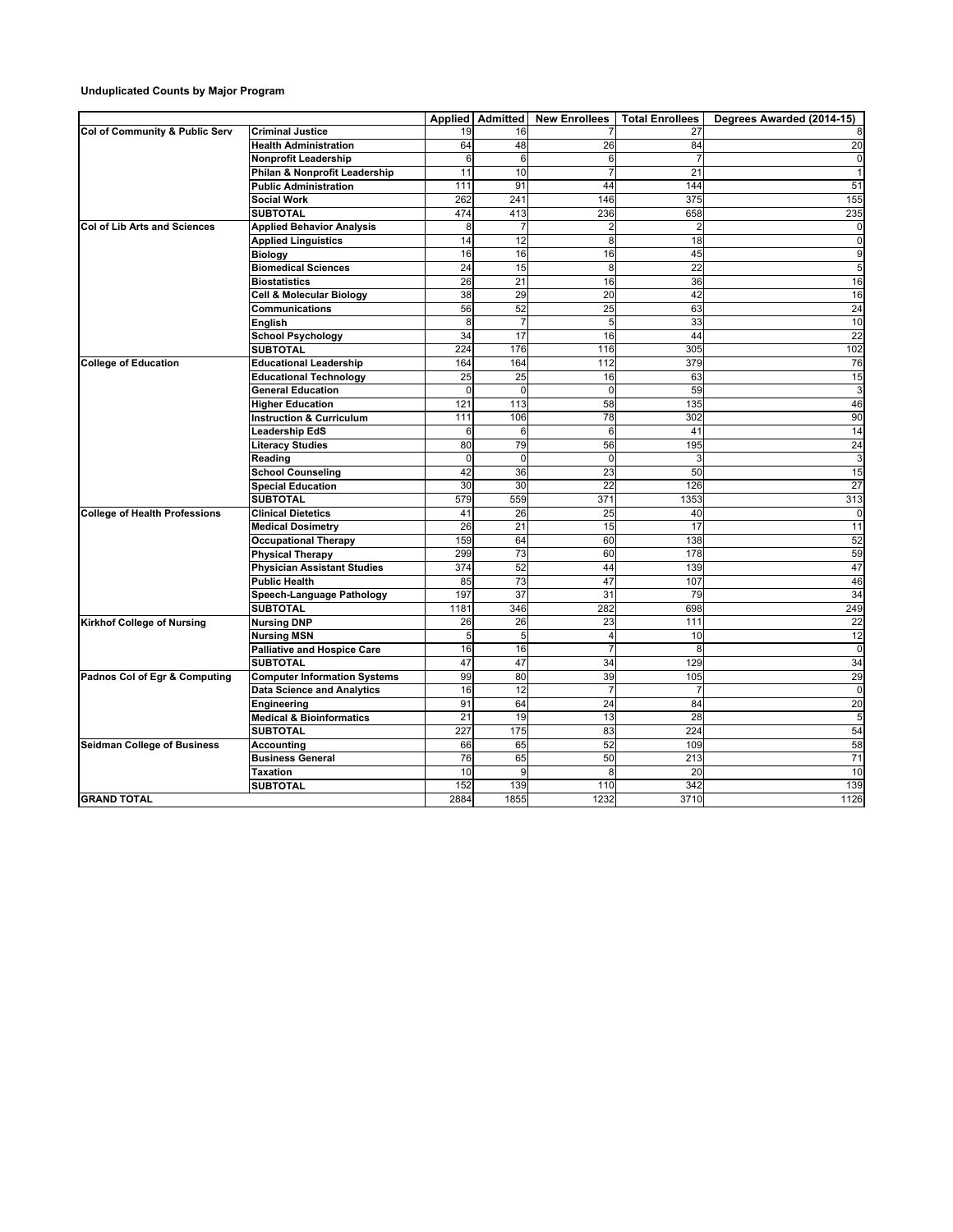**Unduplicated Counts by Major Program**

| | | Applied | Admitted | New Enrollees | Total Enrollees | Degrees Awarded (2014-15) |
|---|---|---|---|---|---|---|
| **Col of Community & Public Serv** | **Criminal Justice** | 19 | 16 | 7 | 27 | 8 |
| | **Health Administration** | 64 | 48 | 26 | 84 | 20 |
| | **Nonprofit Leadership** | 6 | 6 | 6 | 7 | 0 |
| | **Philan & Nonprofit Leadership** | 11 | 10 | 7 | 21 | 1 |
| | **Public Administration** | 111 | 91 | 44 | 144 | 51 |
| | **Social Work** | 262 | 241 | 146 | 375 | 155 |
| | **SUBTOTAL** | 474 | 413 | 236 | 658 | 235 |
| **Col of Lib Arts and Sciences** | **Applied Behavior Analysis** | 8 | 7 | 2 | 2 | 0 |
| | **Applied Linguistics** | 14 | 12 | 8 | 18 | 0 |
| | **Biology** | 16 | 16 | 16 | 45 | 9 |
| | **Biomedical Sciences** | 24 | 15 | 8 | 22 | 5 |
| | **Biostatistics** | 26 | 21 | 16 | 36 | 16 |
| | **Cell & Molecular Biology** | 38 | 29 | 20 | 42 | 16 |
| | **Communications** | 56 | 52 | 25 | 63 | 24 |
| | **English** | 8 | 7 | 5 | 33 | 10 |
| | **School Psychology** | 34 | 17 | 16 | 44 | 22 |
| | **SUBTOTAL** | 224 | 176 | 116 | 305 | 102 |
| **College of Education** | **Educational Leadership** | 164 | 164 | 112 | 379 | 76 |
| | **Educational Technology** | 25 | 25 | 16 | 63 | 15 |
| | **General Education** | 0 | 0 | 0 | 59 | 3 |
| | **Higher Education** | 121 | 113 | 58 | 135 | 46 |
| | **Instruction & Curriculum** | 111 | 106 | 78 | 302 | 90 |
| | **Leadership EdS** | 6 | 6 | 6 | 41 | 14 |
| | **Literacy Studies** | 80 | 79 | 56 | 195 | 24 |
| | **Reading** | 0 | 0 | 0 | 3 | 3 |
| | **School Counseling** | 42 | 36 | 23 | 50 | 15 |
| | **Special Education** | 30 | 30 | 22 | 126 | 27 |
| | **SUBTOTAL** | 579 | 559 | 371 | 1353 | 313 |
| **College of Health Professions** | **Clinical Dietetics** | 41 | 26 | 25 | 40 | 0 |
| | **Medical Dosimetry** | 26 | 21 | 15 | 17 | 11 |
| | **Occupational Therapy** | 159 | 64 | 60 | 138 | 52 |
| | **Physical Therapy** | 299 | 73 | 60 | 178 | 59 |
| | **Physician Assistant Studies** | 374 | 52 | 44 | 139 | 47 |
| | **Public Health** | 85 | 73 | 47 | 107 | 46 |
| | **Speech-Language Pathology** | 197 | 37 | 31 | 79 | 34 |
| | **SUBTOTAL** | 1181 | 346 | 282 | 698 | 249 |
| **Kirkhof College of Nursing** | **Nursing DNP** | 26 | 26 | 23 | 111 | 22 |
| | **Nursing MSN** | 5 | 5 | 4 | 10 | 12 |
| | **Palliative and Hospice Care** | 16 | 16 | 7 | 8 | 0 |
| | **SUBTOTAL** | 47 | 47 | 34 | 129 | 34 |
| **Padnos Col of Egr & Computing** | **Computer Information Systems** | 99 | 80 | 39 | 105 | 29 |
| | **Data Science and Analytics** | 16 | 12 | 7 | 7 | 0 |
| | **Engineering** | 91 | 64 | 24 | 84 | 20 |
| | **Medical & Bioinformatics** | 21 | 19 | 13 | 28 | 5 |
| | **SUBTOTAL** | 227 | 175 | 83 | 224 | 54 |
| **Seidman College of Business** | **Accounting** | 66 | 65 | 52 | 109 | 58 |
| | **Business General** | 76 | 65 | 50 | 213 | 71 |
| | **Taxation** | 10 | 9 | 8 | 20 | 10 |
| | **SUBTOTAL** | 152 | 139 | 110 | 342 | 139 |
| **GRAND TOTAL** | | 2884 | 1855 | 1232 | 3710 | 1126 |